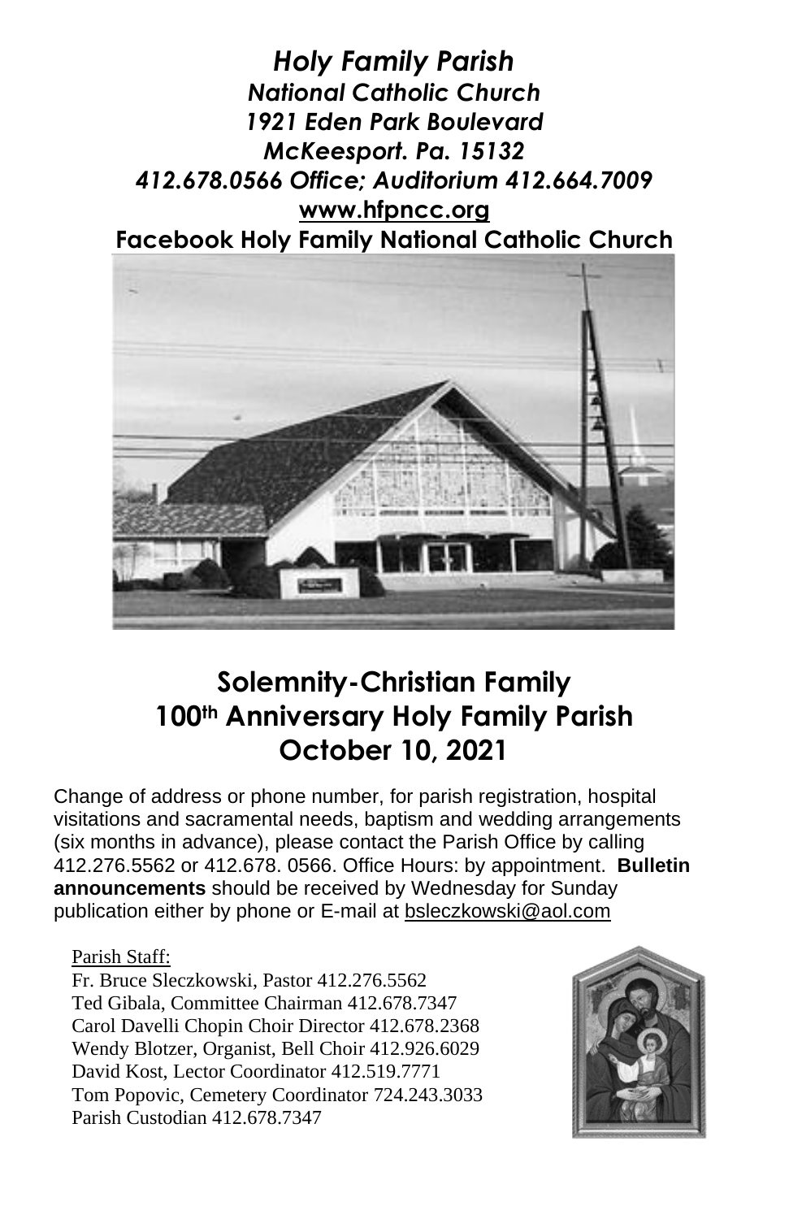# *Holy Family Parish*

***National Catholic Church***
***1921 Eden Park Boulevard***
***McKeesport. Pa. 15132***
***412.678.0566 Office; Auditorium 412.664.7009***
**www.hfpncc.org**
**Facebook Holy Family National Catholic Church**

## Solemnity-Christian Family
## 100th Anniversary Holy Family Parish
## October 10, 2021

Change of address or phone number, for parish registration, hospital visitations and sacramental needs, baptism and wedding arrangements (six months in advance), please contact the Parish Office by calling 412.276.5562 or 412.678. 0566. Office Hours: by appointment. **Bulletin announcements** should be received by Wednesday for Sunday publication either by phone or E-mail at bsleczkowski@aol.com

Parish Staff:
Fr. Bruce Sleczkowski, Pastor 412.276.5562
Ted Gibala, Committee Chairman 412.678.7347
Carol Davelli Chopin Choir Director 412.678.2368
Wendy Blotzer, Organist, Bell Choir 412.926.6029
David Kost, Lector Coordinator 412.519.7771
Tom Popovic, Cemetery Coordinator 724.243.3033
Parish Custodian 412.678.7347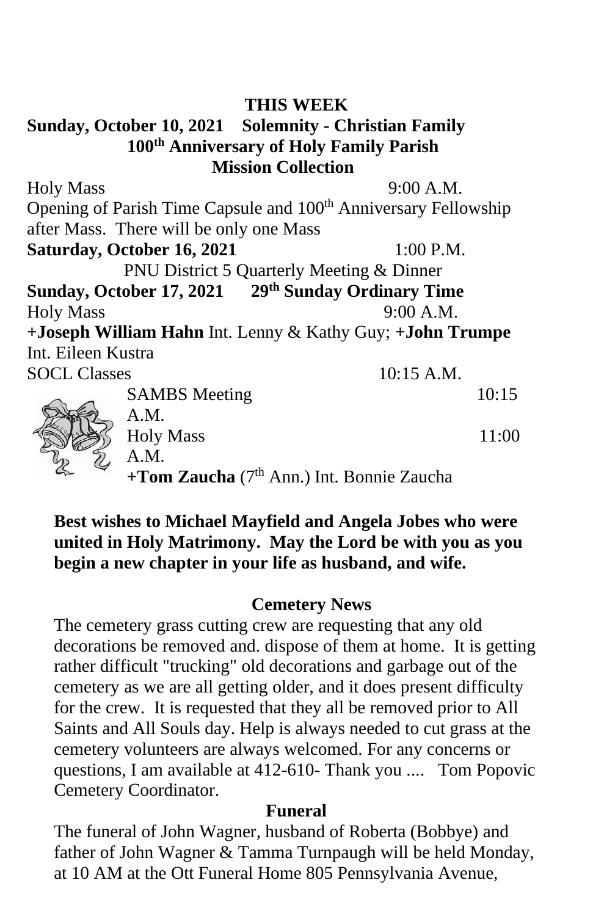**THIS WEEK**

**Sunday, October 10, 2021 Solemnity - Christian Family**
**100th Anniversary of Holy Family Parish**
**Mission Collection**

Holy Mass 9:00 A.M.

Opening of Parish Time Capsule and 100th Anniversary Fellowship after Mass. There will be only one Mass

**Saturday, October 16, 2021** 1:00 P.M.

PNU District 5 Quarterly Meeting & Dinner

**Sunday, October 17, 2021 29th Sunday Ordinary Time**

Holy Mass 9:00 A.M.

**+Joseph William Hahn** Int. Lenny & Kathy Guy; **+John Trumpe** Int. Eileen Kustra

SOCL Classes 10:15 A.M.

SAMBS Meeting 10:15 A.M.

Holy Mass 11:00 A.M.

**+Tom Zaucha** (7th Ann.) Int. Bonnie Zaucha

**Best wishes to Michael Mayfield and Angela Jobes who were united in Holy Matrimony. May the Lord be with you as you begin a new chapter in your life as husband, and wife.**

**Cemetery News**

The cemetery grass cutting crew are requesting that any old decorations be removed and. dispose of them at home. It is getting rather difficult "trucking" old decorations and garbage out of the cemetery as we are all getting older, and it does present difficulty for the crew. It is requested that they all be removed prior to All Saints and All Souls day. Help is always needed to cut grass at the cemetery volunteers are always welcomed. For any concerns or questions, I am available at 412-610- Thank you .... Tom Popovic Cemetery Coordinator.

**Funeral**

The funeral of John Wagner, husband of Roberta (Bobbye) and father of John Wagner & Tamma Turnpaugh will be held Monday, at 10 AM at the Ott Funeral Home 805 Pennsylvania Avenue,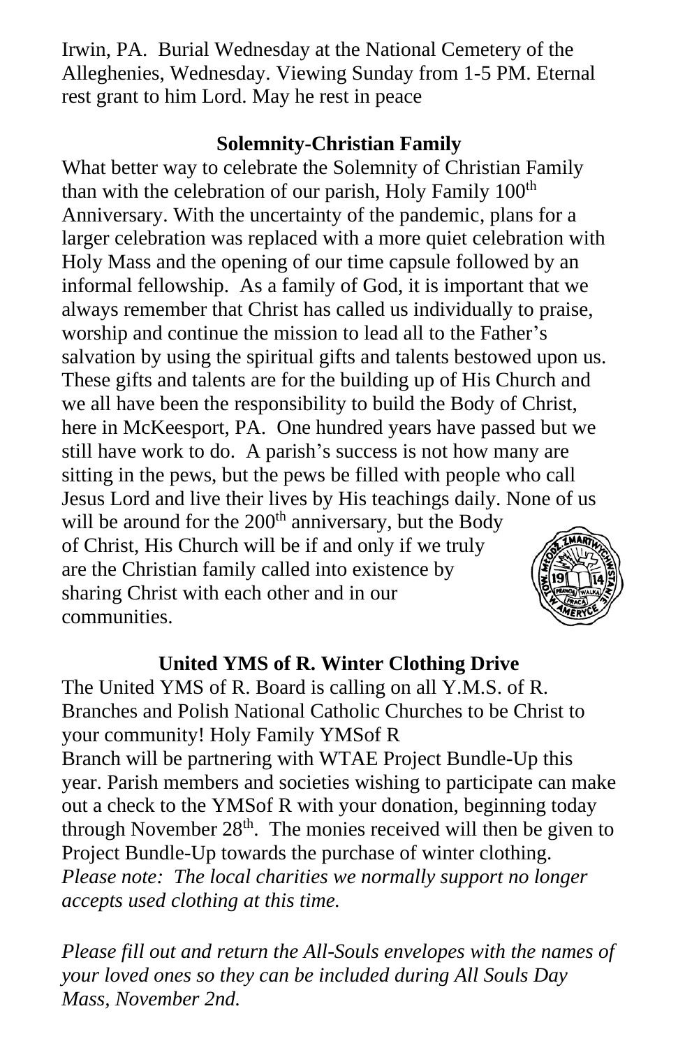Irwin, PA. Burial Wednesday at the National Cemetery of the Alleghenies, Wednesday. Viewing Sunday from 1-5 PM. Eternal rest grant to him Lord. May he rest in peace

## Solemnity-Christian Family

What better way to celebrate the Solemnity of Christian Family than with the celebration of our parish, Holy Family 100th Anniversary. With the uncertainty of the pandemic, plans for a larger celebration was replaced with a more quiet celebration with Holy Mass and the opening of our time capsule followed by an informal fellowship. As a family of God, it is important that we always remember that Christ has called us individually to praise, worship and continue the mission to lead all to the Father's salvation by using the spiritual gifts and talents bestowed upon us. These gifts and talents are for the building up of His Church and we all have been the responsibility to build the Body of Christ, here in McKeesport, PA. One hundred years have passed but we still have work to do. A parish's success is not how many are sitting in the pews, but the pews be filled with people who call Jesus Lord and live their lives by His teachings daily. None of us will be around for the 200th anniversary, but the Body of Christ, His Church will be if and only if we truly are the Christian family called into existence by sharing Christ with each other and in our communities.

## United YMS of R. Winter Clothing Drive

The United YMS of R. Board is calling on all Y.M.S. of R. Branches and Polish National Catholic Churches to be Christ to your community! Holy Family YMSof R Branch will be partnering with WTAE Project Bundle-Up this year. Parish members and societies wishing to participate can make out a check to the YMSof R with your donation, beginning today through November 28th. The monies received will then be given to Project Bundle-Up towards the purchase of winter clothing. *Please note: The local charities we normally support no longer accepts used clothing at this time.*

*Please fill out and return the All-Souls envelopes with the names of your loved ones so they can be included during All Souls Day Mass, November 2nd.*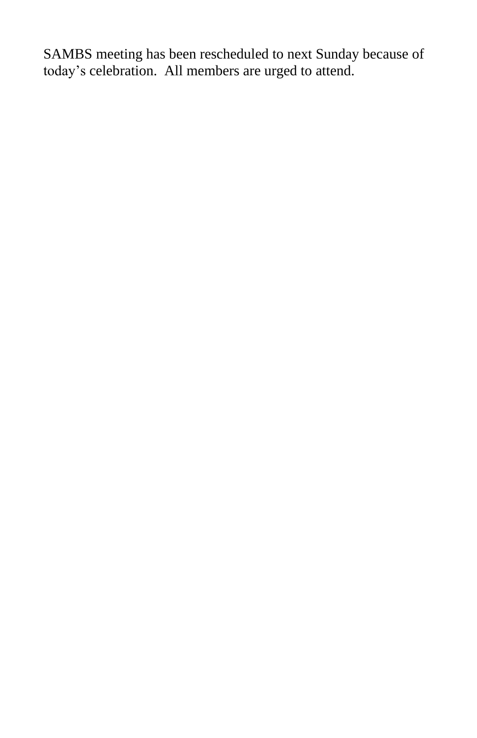SAMBS meeting has been rescheduled to next Sunday because of today's celebration.  All members are urged to attend.